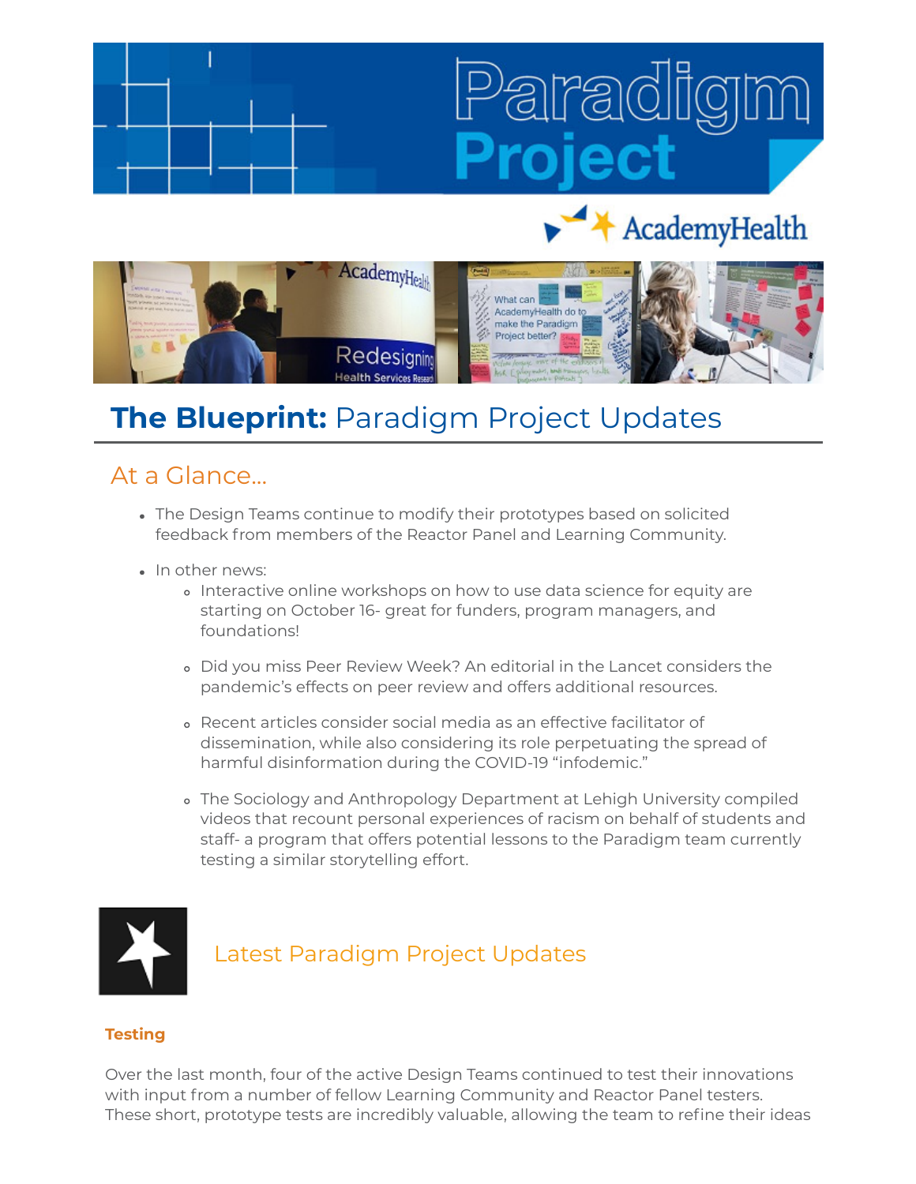# The Blueprint: Paradigm Project Updates

## At a Glance...

- The Design Teams continue to modify their prototypes based on solicited feedback from members of the Reactor Panel and Learning Community.
- In other news:
  - Interactive online workshops on how to use data science for equity are starting on October 16- great for funders, program managers, and foundations!
  - Did you miss Peer Review Week? An editorial in the Lancet considers the pandemic's effects on peer review and offers additional resources.
  - Recent articles consider social media as an effective facilitator of dissemination, while also considering its role perpetuating the spread of harmful disinformation during the COVID-19 "infodemic."
  - The Sociology and Anthropology Department at Lehigh University compiled videos that recount personal experiences of racism on behalf of students and staff- a program that offers potential lessons to the Paradigm team currently testing a similar storytelling effort.

## Latest Paradigm Project Updates

**Testing**

Over the last month, four of the active Design Teams continued to test their innovations with input from a number of fellow Learning Community and Reactor Panel testers. These short, prototype tests are incredibly valuable, allowing the team to refine their ideas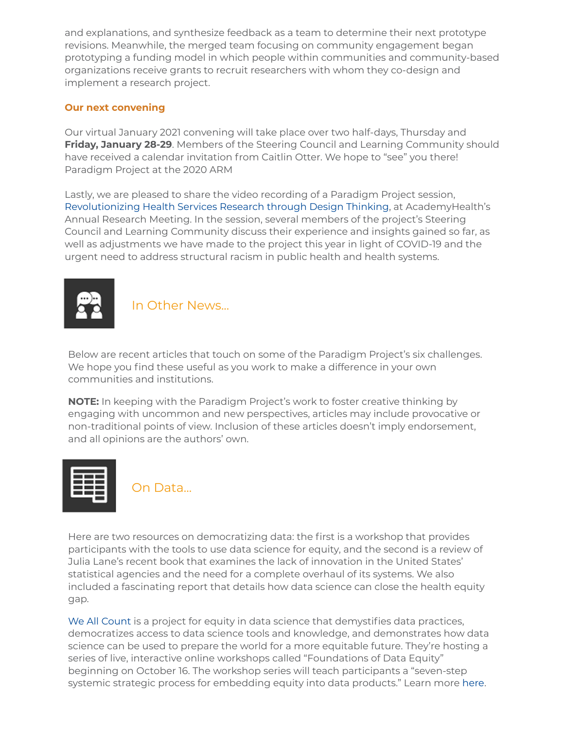and explanations, and synthesize feedback as a team to determine their next prototype revisions. Meanwhile, the merged team focusing on community engagement began prototyping a funding model in which people within communities and community-based organizations receive grants to recruit researchers with whom they co-design and implement a research project.

**Our next convening**

Our virtual January 2021 convening will take place over two half-days, Thursday and **Friday, January 28-29**. Members of the Steering Council and Learning Community should have received a calendar invitation from Caitlin Otter. We hope to "see" you there!
Paradigm Project at the 2020 ARM

Lastly, we are pleased to share the video recording of a Paradigm Project session, Revolutionizing Health Services Research through Design Thinking, at AcademyHealth's Annual Research Meeting. In the session, several members of the project's Steering Council and Learning Community discuss their experience and insights gained so far, as well as adjustments we have made to the project this year in light of COVID-19 and the urgent need to address structural racism in public health and health systems.

## In Other News...

Below are recent articles that touch on some of the Paradigm Project's six challenges. We hope you find these useful as you work to make a difference in your own communities and institutions.

**NOTE:** In keeping with the Paradigm Project's work to foster creative thinking by engaging with uncommon and new perspectives, articles may include provocative or non-traditional points of view. Inclusion of these articles doesn't imply endorsement, and all opinions are the authors' own.

## On Data...

Here are two resources on democratizing data: the first is a workshop that provides participants with the tools to use data science for equity, and the second is a review of Julia Lane's recent book that examines the lack of innovation in the United States' statistical agencies and the need for a complete overhaul of its systems. We also included a fascinating report that details how data science can close the health equity gap.

We All Count is a project for equity in data science that demystifies data practices, democratizes access to data science tools and knowledge, and demonstrates how data science can be used to prepare the world for a more equitable future. They're hosting a series of live, interactive online workshops called "Foundations of Data Equity" beginning on October 16. The workshop series will teach participants a "seven-step systemic strategic process for embedding equity into data products." Learn more here.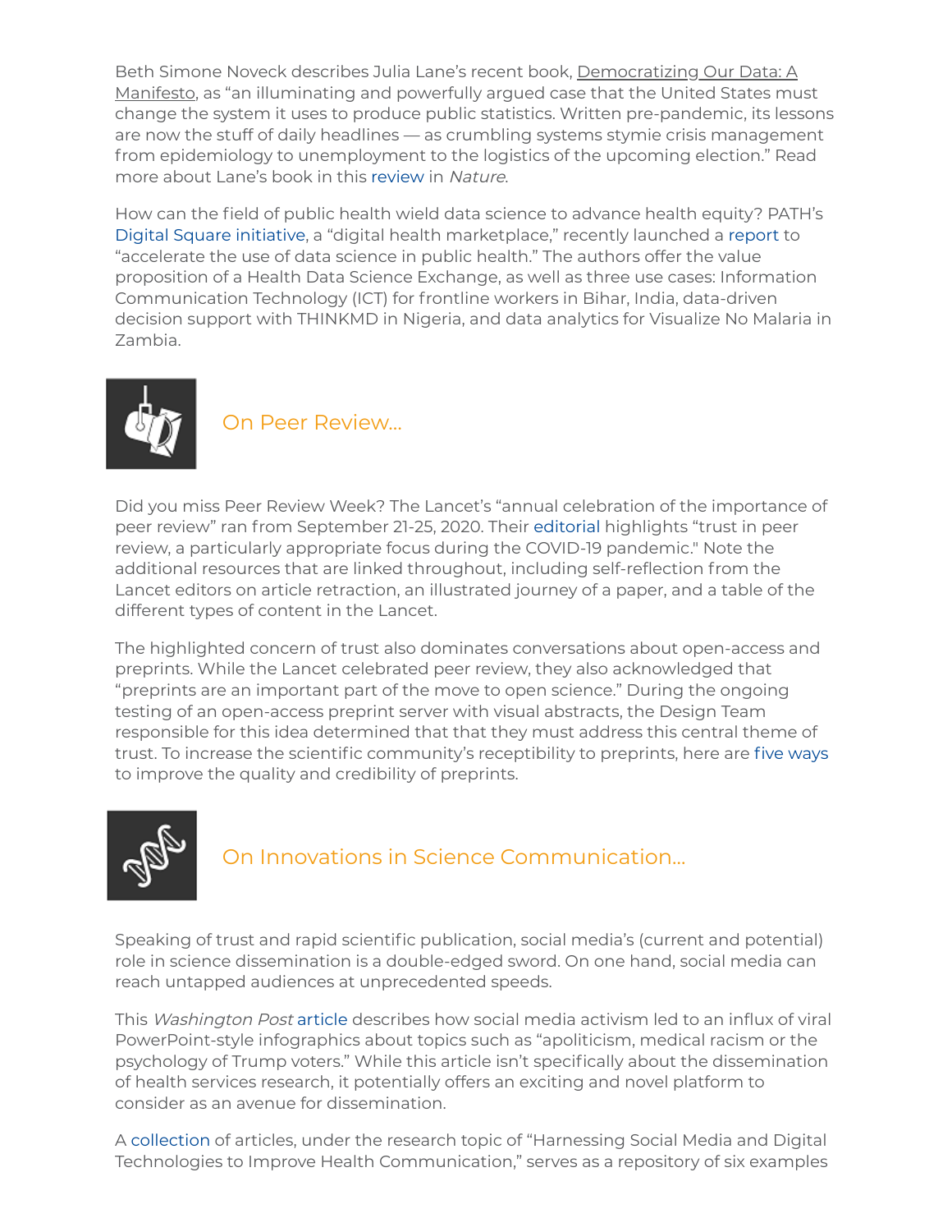Beth Simone Noveck describes Julia Lane's recent book, Democratizing Our Data: A Manifesto, as "an illuminating and powerfully argued case that the United States must change the system it uses to produce public statistics. Written pre-pandemic, its lessons are now the stuff of daily headlines — as crumbling systems stymie crisis management from epidemiology to unemployment to the logistics of the upcoming election." Read more about Lane's book in this review in *Nature*.

How can the field of public health wield data science to advance health equity? PATH's Digital Square initiative, a "digital health marketplace," recently launched a report to "accelerate the use of data science in public health." The authors offer the value proposition of a Health Data Science Exchange, as well as three use cases: Information Communication Technology (ICT) for frontline workers in Bihar, India, data-driven decision support with THINKMD in Nigeria, and data analytics for Visualize No Malaria in Zambia.

## On Peer Review...

Did you miss Peer Review Week? The Lancet's "annual celebration of the importance of peer review" ran from September 21-25, 2020. Their editorial highlights "trust in peer review, a particularly appropriate focus during the COVID-19 pandemic." Note the additional resources that are linked throughout, including self-reflection from the Lancet editors on article retraction, an illustrated journey of a paper, and a table of the different types of content in the Lancet.

The highlighted concern of trust also dominates conversations about open-access and preprints. While the Lancet celebrated peer review, they also acknowledged that "preprints are an important part of the move to open science." During the ongoing testing of an open-access preprint server with visual abstracts, the Design Team responsible for this idea determined that that they must address this central theme of trust. To increase the scientific community's receptibility to preprints, here are five ways to improve the quality and credibility of preprints.

## On Innovations in Science Communication...

Speaking of trust and rapid scientific publication, social media's (current and potential) role in science dissemination is a double-edged sword. On one hand, social media can reach untapped audiences at unprecedented speeds.

This *Washington Post* article describes how social media activism led to an influx of viral PowerPoint-style infographics about topics such as "apoliticism, medical racism or the psychology of Trump voters." While this article isn't specifically about the dissemination of health services research, it potentially offers an exciting and novel platform to consider as an avenue for dissemination.

A collection of articles, under the research topic of "Harnessing Social Media and Digital Technologies to Improve Health Communication," serves as a repository of six examples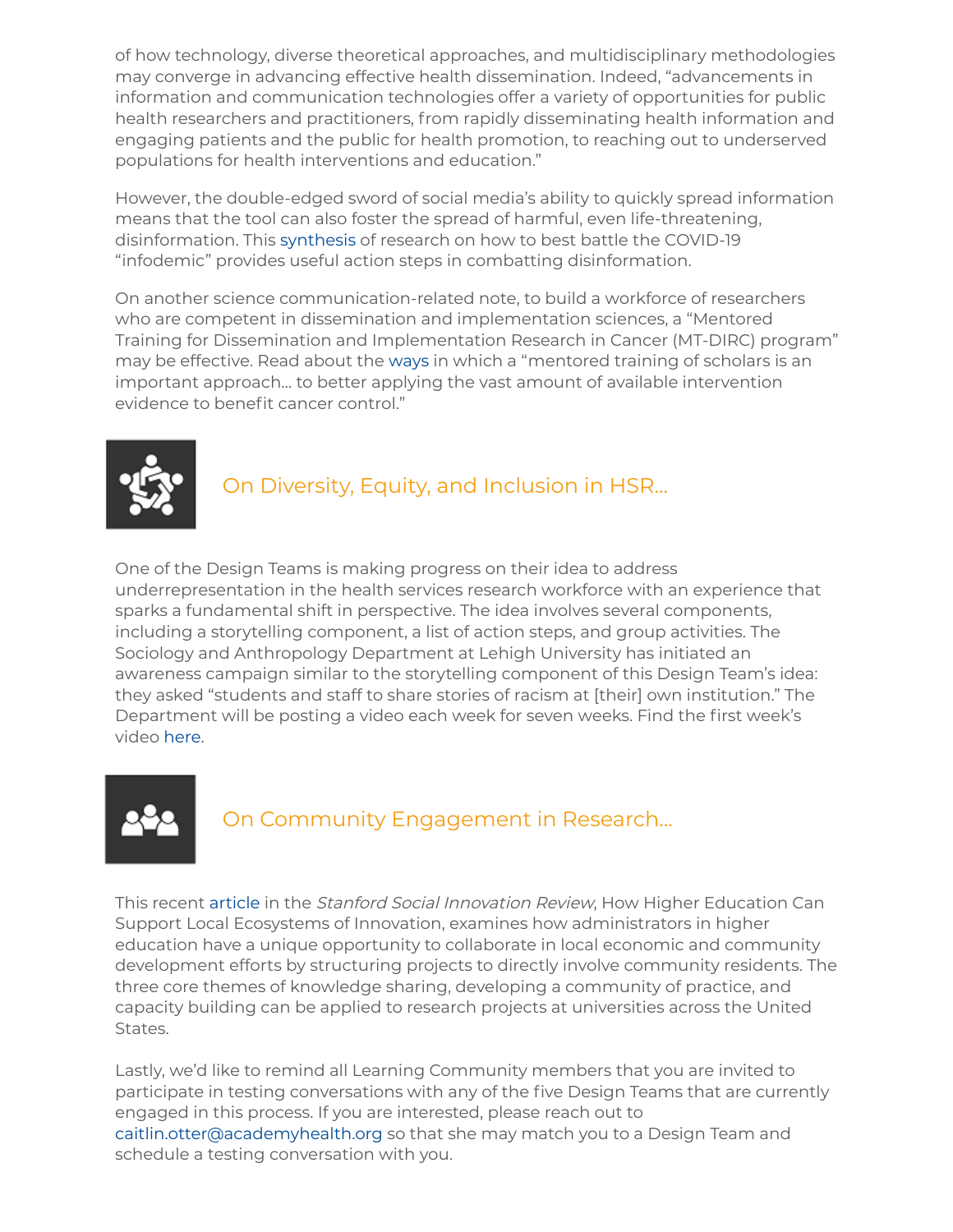of how technology, diverse theoretical approaches, and multidisciplinary methodologies may converge in advancing effective health dissemination. Indeed, "advancements in information and communication technologies offer a variety of opportunities for public health researchers and practitioners, from rapidly disseminating health information and engaging patients and the public for health promotion, to reaching out to underserved populations for health interventions and education."

However, the double-edged sword of social media's ability to quickly spread information means that the tool can also foster the spread of harmful, even life-threatening, disinformation. This synthesis of research on how to best battle the COVID-19 "infodemic" provides useful action steps in combatting disinformation.

On another science communication-related note, to build a workforce of researchers who are competent in dissemination and implementation sciences, a "Mentored Training for Dissemination and Implementation Research in Cancer (MT-DIRC) program" may be effective. Read about the ways in which a "mentored training of scholars is an important approach… to better applying the vast amount of available intervention evidence to benefit cancer control."

## On Diversity, Equity, and Inclusion in HSR…

One of the Design Teams is making progress on their idea to address underrepresentation in the health services research workforce with an experience that sparks a fundamental shift in perspective. The idea involves several components, including a storytelling component, a list of action steps, and group activities. The Sociology and Anthropology Department at Lehigh University has initiated an awareness campaign similar to the storytelling component of this Design Team's idea: they asked "students and staff to share stories of racism at [their] own institution." The Department will be posting a video each week for seven weeks. Find the first week's video here.

## On Community Engagement in Research…

This recent article in the *Stanford Social Innovation Review*, How Higher Education Can Support Local Ecosystems of Innovation, examines how administrators in higher education have a unique opportunity to collaborate in local economic and community development efforts by structuring projects to directly involve community residents. The three core themes of knowledge sharing, developing a community of practice, and capacity building can be applied to research projects at universities across the United States.

Lastly, we'd like to remind all Learning Community members that you are invited to participate in testing conversations with any of the five Design Teams that are currently engaged in this process. If you are interested, please reach out to caitlin.otter@academyhealth.org so that she may match you to a Design Team and schedule a testing conversation with you.